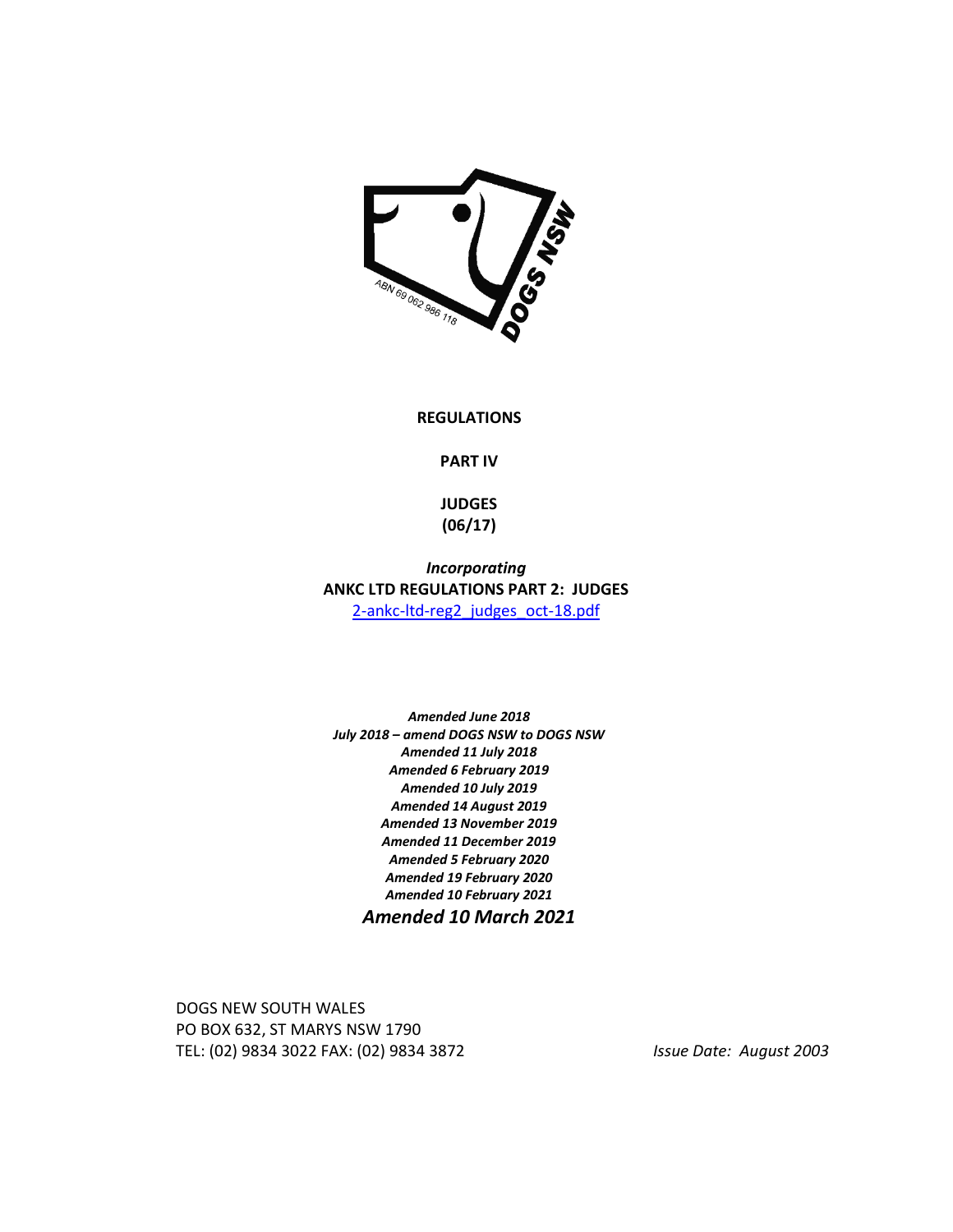ABN 69 062 986 118

DOGS NSW

# REGULATIONS

## PART IV

## JUDGES
## (06/17)

*Incorporating*

**ANKC LTD REGULATIONS PART 2: JUDGES**

[2-ankc-ltd-reg2_judges_oct-18.pdf]

***Amended June 2018***
***July 2018 – amend DOGS NSW to DOGS NSW***
***Amended 11 July 2018***
***Amended 6 February 2019***
***Amended 10 July 2019***
***Amended 14 August 2019***
***Amended 13 November 2019***
***Amended 11 December 2019***
***Amended 5 February 2020***
***Amended 19 February 2020***
***Amended 10 February 2021***
***Amended 10 March 2021***

DOGS NEW SOUTH WALES
PO BOX 632, ST MARYS NSW 1790
TEL: (02) 9834 3022 FAX: (02) 9834 3872

*Issue Date: August 2003*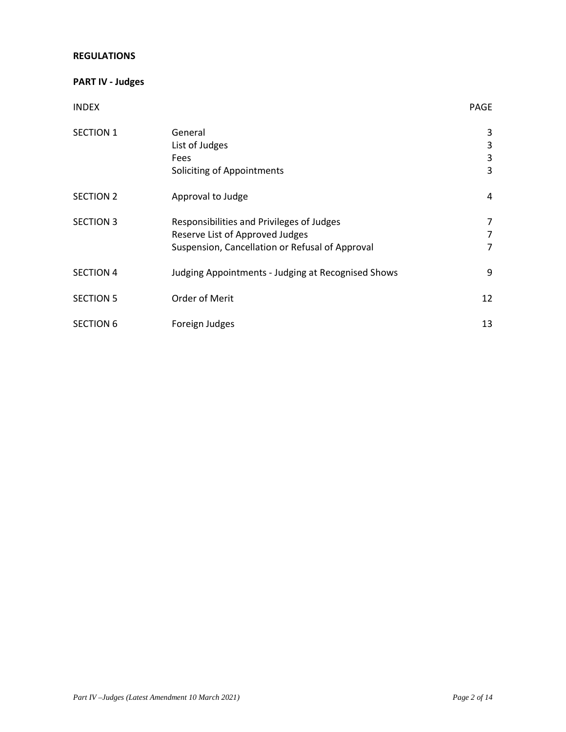**REGULATIONS**

**PART IV - Judges**

| INDEX | | PAGE |
|---|---|---|
| SECTION 1 | General | 3 |
| | List of Judges | 3 |
| | Fees | 3 |
| | Soliciting of Appointments | 3 |
| SECTION 2 | Approval to Judge | 4 |
| SECTION 3 | Responsibilities and Privileges of Judges | 7 |
| | Reserve List of Approved Judges | 7 |
| | Suspension, Cancellation or Refusal of Approval | 7 |
| SECTION 4 | Judging Appointments - Judging at Recognised Shows | 9 |
| SECTION 5 | Order of Merit | 12 |
| SECTION 6 | Foreign Judges | 13 |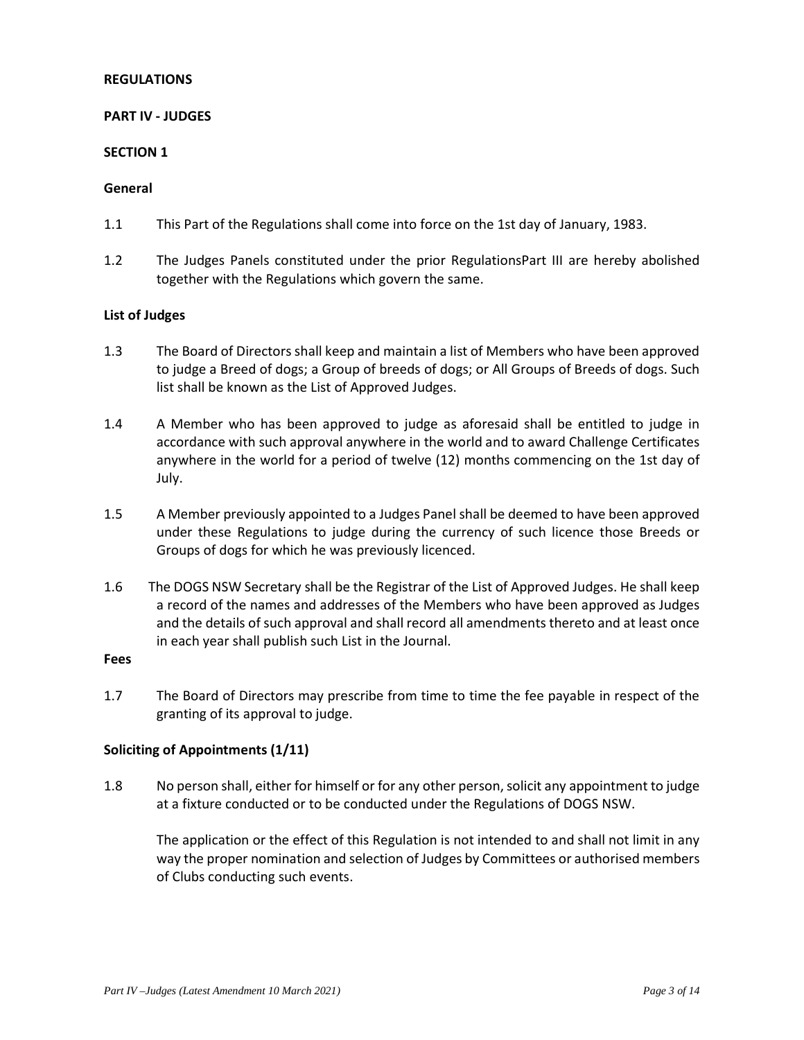**REGULATIONS**

**PART IV - JUDGES**

**SECTION 1**

**General**

1.1 This Part of the Regulations shall come into force on the 1st day of January, 1983.

1.2 The Judges Panels constituted under the prior RegulationsPart III are hereby abolished together with the Regulations which govern the same.

**List of Judges**

1.3 The Board of Directors shall keep and maintain a list of Members who have been approved to judge a Breed of dogs; a Group of breeds of dogs; or All Groups of Breeds of dogs. Such list shall be known as the List of Approved Judges.

1.4 A Member who has been approved to judge as aforesaid shall be entitled to judge in accordance with such approval anywhere in the world and to award Challenge Certificates anywhere in the world for a period of twelve (12) months commencing on the 1st day of July.

1.5 A Member previously appointed to a Judges Panel shall be deemed to have been approved under these Regulations to judge during the currency of such licence those Breeds or Groups of dogs for which he was previously licenced.

1.6 The DOGS NSW Secretary shall be the Registrar of the List of Approved Judges. He shall keep a record of the names and addresses of the Members who have been approved as Judges and the details of such approval and shall record all amendments thereto and at least once in each year shall publish such List in the Journal.

**Fees**

1.7 The Board of Directors may prescribe from time to time the fee payable in respect of the granting of its approval to judge.

**Soliciting of Appointments (1/11)**

1.8 No person shall, either for himself or for any other person, solicit any appointment to judge at a fixture conducted or to be conducted under the Regulations of DOGS NSW.

The application or the effect of this Regulation is not intended to and shall not limit in any way the proper nomination and selection of Judges by Committees or authorised members of Clubs conducting such events.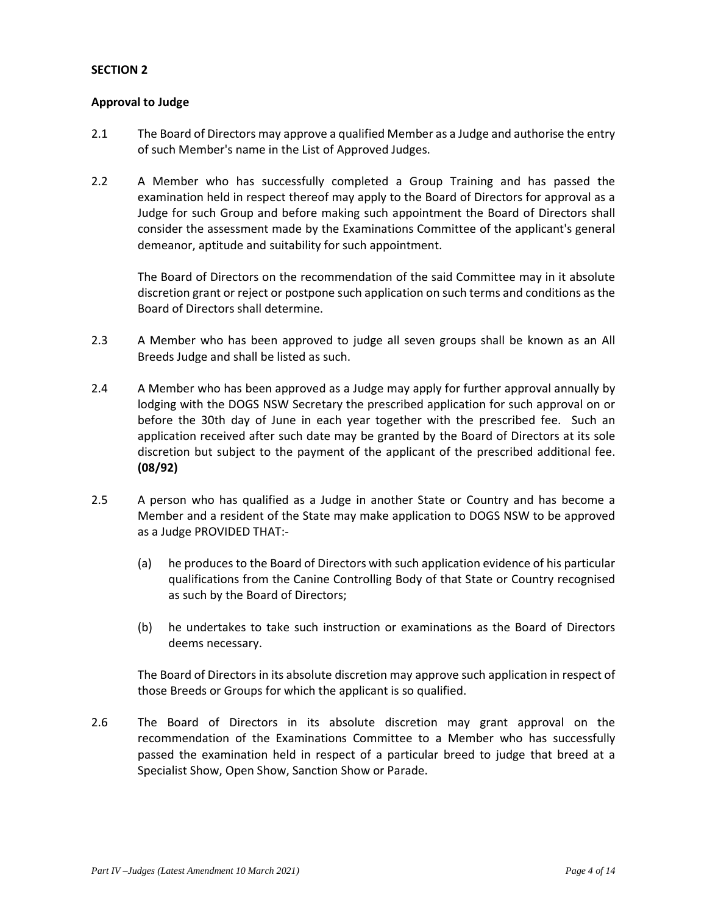## SECTION 2

### Approval to Judge

2.1 The Board of Directors may approve a qualified Member as a Judge and authorise the entry of such Member's name in the List of Approved Judges.

2.2 A Member who has successfully completed a Group Training and has passed the examination held in respect thereof may apply to the Board of Directors for approval as a Judge for such Group and before making such appointment the Board of Directors shall consider the assessment made by the Examinations Committee of the applicant's general demeanor, aptitude and suitability for such appointment.

The Board of Directors on the recommendation of the said Committee may in it absolute discretion grant or reject or postpone such application on such terms and conditions as the Board of Directors shall determine.

2.3 A Member who has been approved to judge all seven groups shall be known as an All Breeds Judge and shall be listed as such.

2.4 A Member who has been approved as a Judge may apply for further approval annually by lodging with the DOGS NSW Secretary the prescribed application for such approval on or before the 30th day of June in each year together with the prescribed fee. Such an application received after such date may be granted by the Board of Directors at its sole discretion but subject to the payment of the applicant of the prescribed additional fee. **(08/92)**

2.5 A person who has qualified as a Judge in another State or Country and has become a Member and a resident of the State may make application to DOGS NSW to be approved as a Judge PROVIDED THAT:-

(a) he produces to the Board of Directors with such application evidence of his particular qualifications from the Canine Controlling Body of that State or Country recognised as such by the Board of Directors;

(b) he undertakes to take such instruction or examinations as the Board of Directors deems necessary.

The Board of Directors in its absolute discretion may approve such application in respect of those Breeds or Groups for which the applicant is so qualified.

2.6 The Board of Directors in its absolute discretion may grant approval on the recommendation of the Examinations Committee to a Member who has successfully passed the examination held in respect of a particular breed to judge that breed at a Specialist Show, Open Show, Sanction Show or Parade.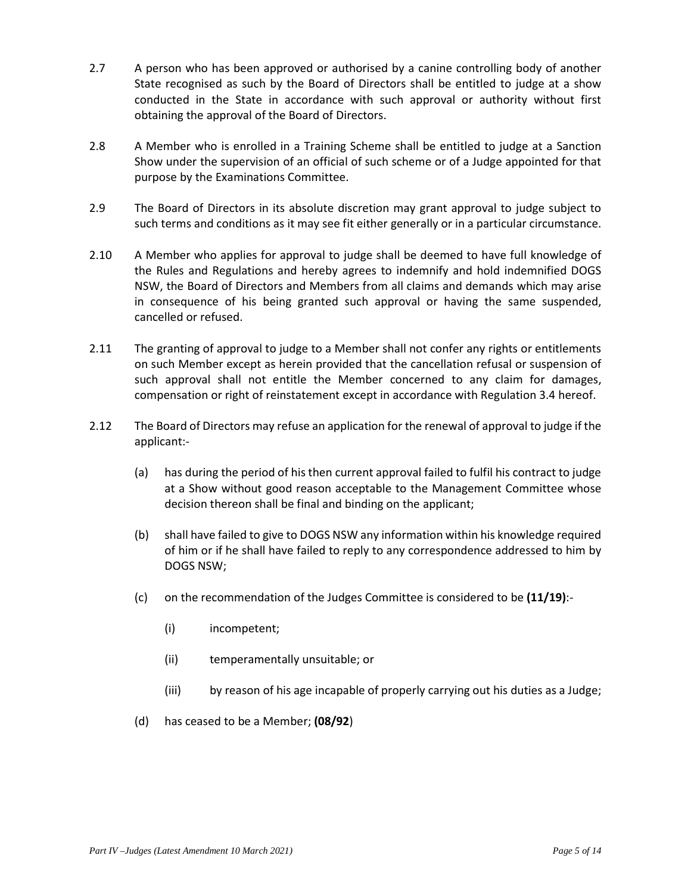2.7 A person who has been approved or authorised by a canine controlling body of another State recognised as such by the Board of Directors shall be entitled to judge at a show conducted in the State in accordance with such approval or authority without first obtaining the approval of the Board of Directors.

2.8 A Member who is enrolled in a Training Scheme shall be entitled to judge at a Sanction Show under the supervision of an official of such scheme or of a Judge appointed for that purpose by the Examinations Committee.

2.9 The Board of Directors in its absolute discretion may grant approval to judge subject to such terms and conditions as it may see fit either generally or in a particular circumstance.

2.10 A Member who applies for approval to judge shall be deemed to have full knowledge of the Rules and Regulations and hereby agrees to indemnify and hold indemnified DOGS NSW, the Board of Directors and Members from all claims and demands which may arise in consequence of his being granted such approval or having the same suspended, cancelled or refused.

2.11 The granting of approval to judge to a Member shall not confer any rights or entitlements on such Member except as herein provided that the cancellation refusal or suspension of such approval shall not entitle the Member concerned to any claim for damages, compensation or right of reinstatement except in accordance with Regulation 3.4 hereof.

2.12 The Board of Directors may refuse an application for the renewal of approval to judge if the applicant:-

- (a) has during the period of his then current approval failed to fulfil his contract to judge at a Show without good reason acceptable to the Management Committee whose decision thereon shall be final and binding on the applicant;

- (b) shall have failed to give to DOGS NSW any information within his knowledge required of him or if he shall have failed to reply to any correspondence addressed to him by DOGS NSW;

- (c) on the recommendation of the Judges Committee is considered to be **(11/19)**:-

  - (i) incompetent;

  - (ii) temperamentally unsuitable; or

  - (iii) by reason of his age incapable of properly carrying out his duties as a Judge;

- (d) has ceased to be a Member; **(08/92**)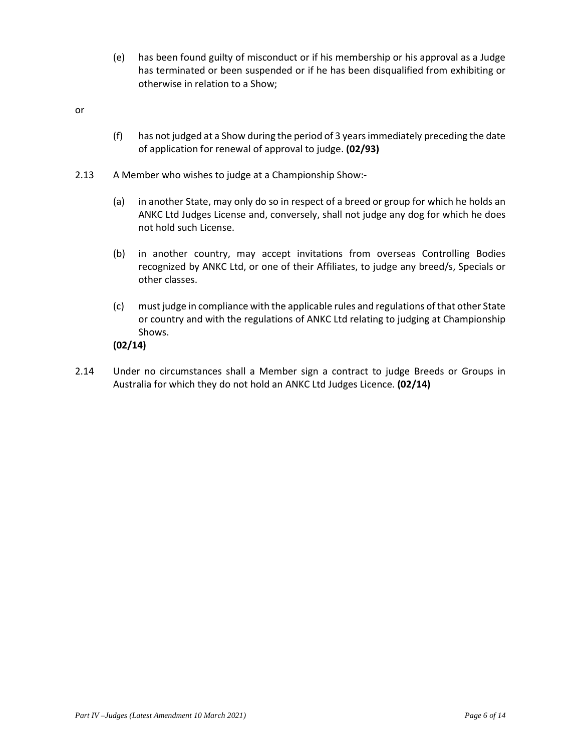(e) has been found guilty of misconduct or if his membership or his approval as a Judge has terminated or been suspended or if he has been disqualified from exhibiting or otherwise in relation to a Show;

or

(f) has not judged at a Show during the period of 3 years immediately preceding the date of application for renewal of approval to judge. **(02/93)**

2.13 A Member who wishes to judge at a Championship Show:-

(a) in another State, may only do so in respect of a breed or group for which he holds an ANKC Ltd Judges License and, conversely, shall not judge any dog for which he does not hold such License.

(b) in another country, may accept invitations from overseas Controlling Bodies recognized by ANKC Ltd, or one of their Affiliates, to judge any breed/s, Specials or other classes.

(c) must judge in compliance with the applicable rules and regulations of that other State or country and with the regulations of ANKC Ltd relating to judging at Championship Shows.

**(02/14)**

2.14 Under no circumstances shall a Member sign a contract to judge Breeds or Groups in Australia for which they do not hold an ANKC Ltd Judges Licence. **(02/14)**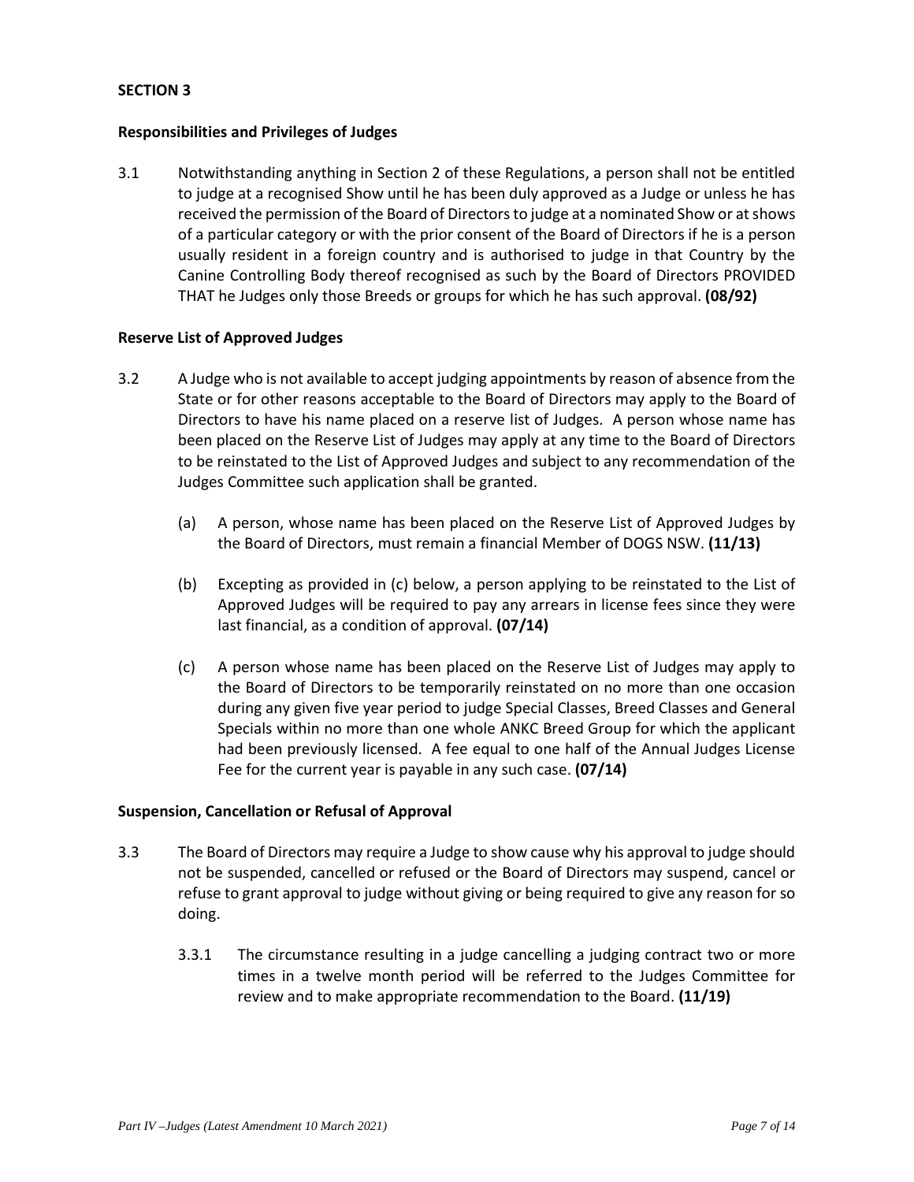## SECTION 3

### Responsibilities and Privileges of Judges

3.1 Notwithstanding anything in Section 2 of these Regulations, a person shall not be entitled to judge at a recognised Show until he has been duly approved as a Judge or unless he has received the permission of the Board of Directors to judge at a nominated Show or at shows of a particular category or with the prior consent of the Board of Directors if he is a person usually resident in a foreign country and is authorised to judge in that Country by the Canine Controlling Body thereof recognised as such by the Board of Directors PROVIDED THAT he Judges only those Breeds or groups for which he has such approval. **(08/92)**

### Reserve List of Approved Judges

3.2 A Judge who is not available to accept judging appointments by reason of absence from the State or for other reasons acceptable to the Board of Directors may apply to the Board of Directors to have his name placed on a reserve list of Judges. A person whose name has been placed on the Reserve List of Judges may apply at any time to the Board of Directors to be reinstated to the List of Approved Judges and subject to any recommendation of the Judges Committee such application shall be granted.

(a) A person, whose name has been placed on the Reserve List of Approved Judges by the Board of Directors, must remain a financial Member of DOGS NSW. **(11/13)**

(b) Excepting as provided in (c) below, a person applying to be reinstated to the List of Approved Judges will be required to pay any arrears in license fees since they were last financial, as a condition of approval. **(07/14)**

(c) A person whose name has been placed on the Reserve List of Judges may apply to the Board of Directors to be temporarily reinstated on no more than one occasion during any given five year period to judge Special Classes, Breed Classes and General Specials within no more than one whole ANKC Breed Group for which the applicant had been previously licensed. A fee equal to one half of the Annual Judges License Fee for the current year is payable in any such case. **(07/14)**

### Suspension, Cancellation or Refusal of Approval

3.3 The Board of Directors may require a Judge to show cause why his approval to judge should not be suspended, cancelled or refused or the Board of Directors may suspend, cancel or refuse to grant approval to judge without giving or being required to give any reason for so doing.

3.3.1 The circumstance resulting in a judge cancelling a judging contract two or more times in a twelve month period will be referred to the Judges Committee for review and to make appropriate recommendation to the Board. **(11/19)**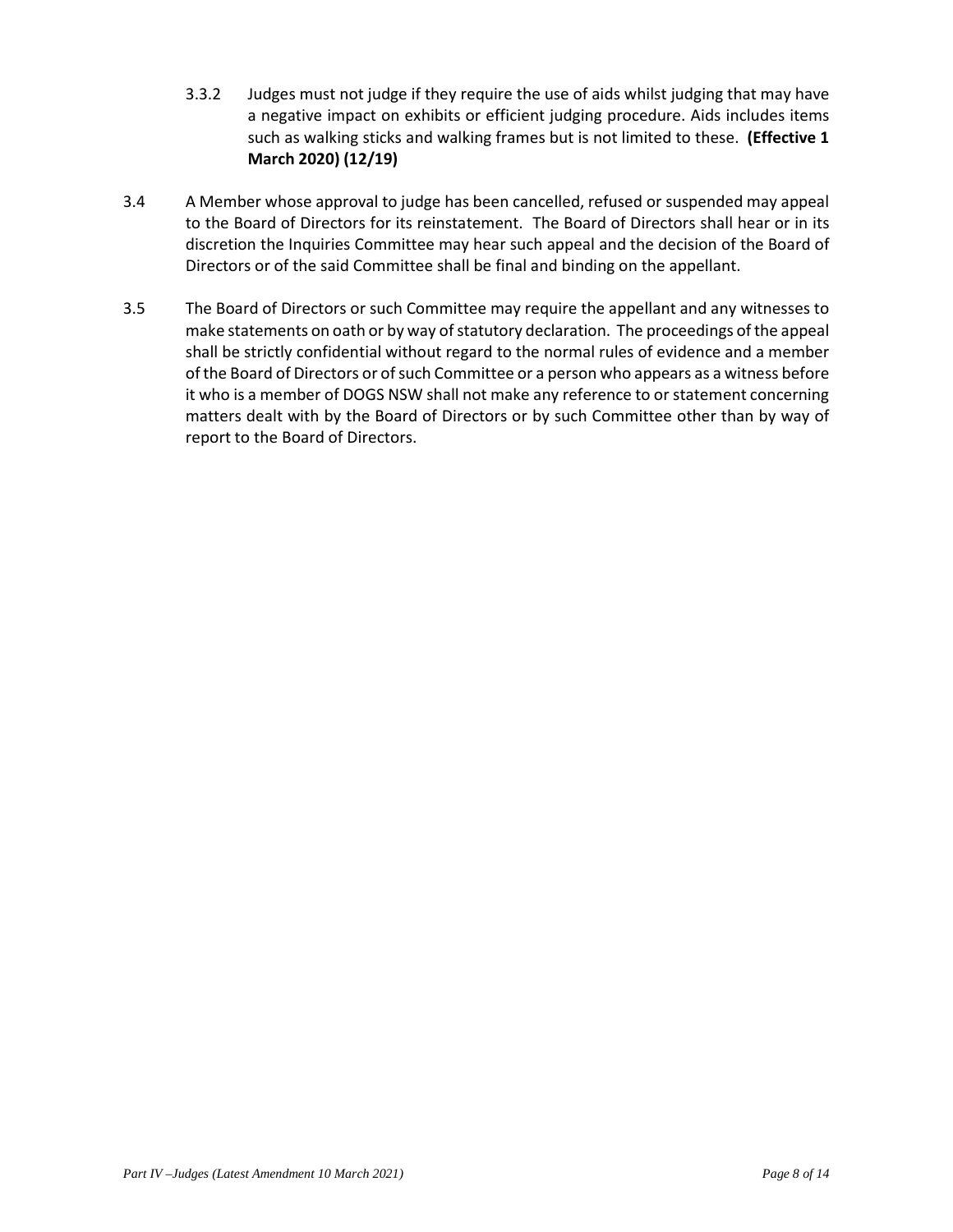3.3.2 Judges must not judge if they require the use of aids whilst judging that may have a negative impact on exhibits or efficient judging procedure. Aids includes items such as walking sticks and walking frames but is not limited to these. **(Effective 1 March 2020) (12/19)**

3.4 A Member whose approval to judge has been cancelled, refused or suspended may appeal to the Board of Directors for its reinstatement. The Board of Directors shall hear or in its discretion the Inquiries Committee may hear such appeal and the decision of the Board of Directors or of the said Committee shall be final and binding on the appellant.

3.5 The Board of Directors or such Committee may require the appellant and any witnesses to make statements on oath or by way of statutory declaration. The proceedings of the appeal shall be strictly confidential without regard to the normal rules of evidence and a member of the Board of Directors or of such Committee or a person who appears as a witness before it who is a member of DOGS NSW shall not make any reference to or statement concerning matters dealt with by the Board of Directors or by such Committee other than by way of report to the Board of Directors.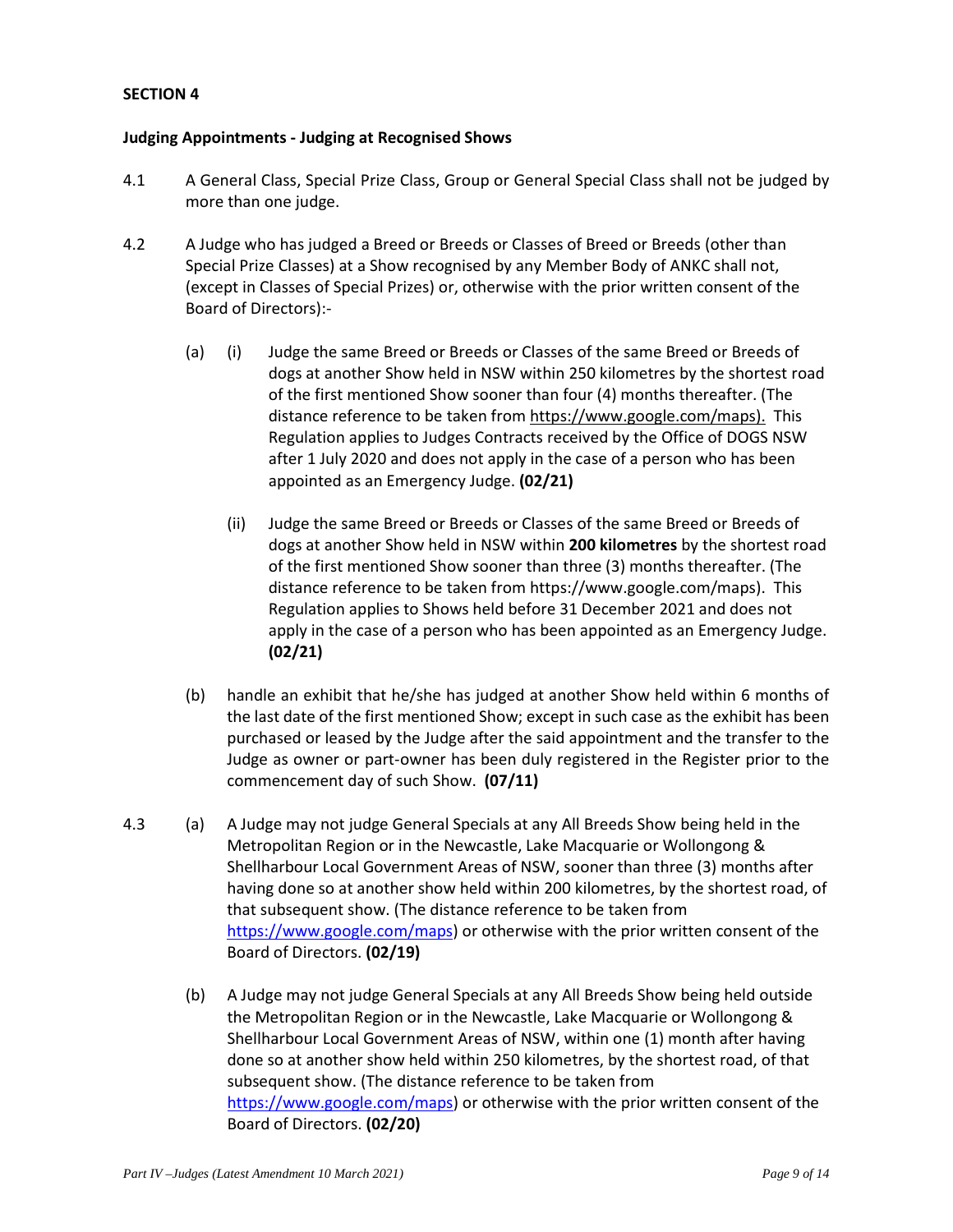**SECTION 4**

**Judging Appointments - Judging at Recognised Shows**

4.1 A General Class, Special Prize Class, Group or General Special Class shall not be judged by more than one judge.

4.2 A Judge who has judged a Breed or Breeds or Classes of Breed or Breeds (other than Special Prize Classes) at a Show recognised by any Member Body of ANKC shall not, (except in Classes of Special Prizes) or, otherwise with the prior written consent of the Board of Directors):-

(a) (i) Judge the same Breed or Breeds or Classes of the same Breed or Breeds of dogs at another Show held in NSW within 250 kilometres by the shortest road of the first mentioned Show sooner than four (4) months thereafter. (The distance reference to be taken from https://www.google.com/maps). This Regulation applies to Judges Contracts received by the Office of DOGS NSW after 1 July 2020 and does not apply in the case of a person who has been appointed as an Emergency Judge. **(02/21)**

(ii) Judge the same Breed or Breeds or Classes of the same Breed or Breeds of dogs at another Show held in NSW within **200 kilometres** by the shortest road of the first mentioned Show sooner than three (3) months thereafter. (The distance reference to be taken from https://www.google.com/maps). This Regulation applies to Shows held before 31 December 2021 and does not apply in the case of a person who has been appointed as an Emergency Judge. **(02/21)**

(b) handle an exhibit that he/she has judged at another Show held within 6 months of the last date of the first mentioned Show; except in such case as the exhibit has been purchased or leased by the Judge after the said appointment and the transfer to the Judge as owner or part-owner has been duly registered in the Register prior to the commencement day of such Show. **(07/11)**

4.3 (a) A Judge may not judge General Specials at any All Breeds Show being held in the Metropolitan Region or in the Newcastle, Lake Macquarie or Wollongong & Shellharbour Local Government Areas of NSW, sooner than three (3) months after having done so at another show held within 200 kilometres, by the shortest road, of that subsequent show. (The distance reference to be taken from https://www.google.com/maps) or otherwise with the prior written consent of the Board of Directors. **(02/19)**

(b) A Judge may not judge General Specials at any All Breeds Show being held outside the Metropolitan Region or in the Newcastle, Lake Macquarie or Wollongong & Shellharbour Local Government Areas of NSW, within one (1) month after having done so at another show held within 250 kilometres, by the shortest road, of that subsequent show. (The distance reference to be taken from https://www.google.com/maps) or otherwise with the prior written consent of the Board of Directors. **(02/20)**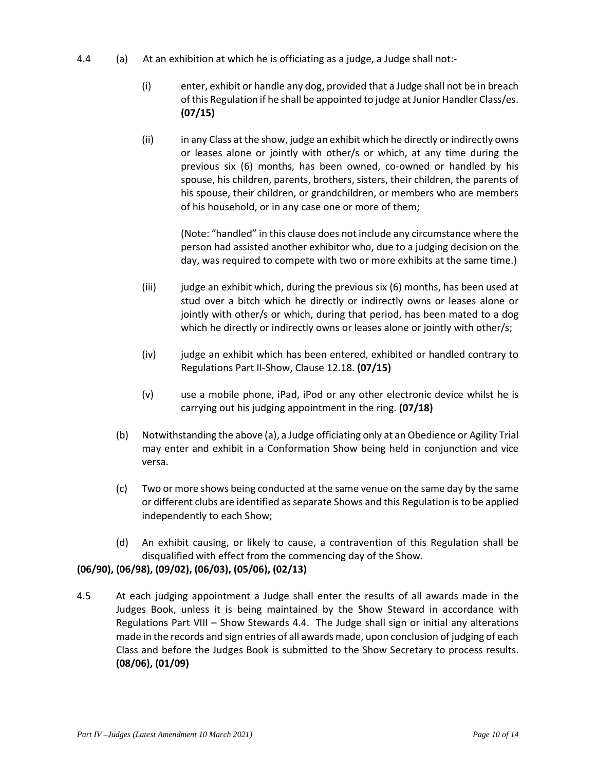4.4 (a) At an exhibition at which he is officiating as a judge, a Judge shall not:-

(i) enter, exhibit or handle any dog, provided that a Judge shall not be in breach of this Regulation if he shall be appointed to judge at Junior Handler Class/es. **(07/15)**

(ii) in any Class at the show, judge an exhibit which he directly or indirectly owns or leases alone or jointly with other/s or which, at any time during the previous six (6) months, has been owned, co-owned or handled by his spouse, his children, parents, brothers, sisters, their children, the parents of his spouse, their children, or grandchildren, or members who are members of his household, or in any case one or more of them;

(Note: "handled" in this clause does not include any circumstance where the person had assisted another exhibitor who, due to a judging decision on the day, was required to compete with two or more exhibits at the same time.)

(iii) judge an exhibit which, during the previous six (6) months, has been used at stud over a bitch which he directly or indirectly owns or leases alone or jointly with other/s or which, during that period, has been mated to a dog which he directly or indirectly owns or leases alone or jointly with other/s;

(iv) judge an exhibit which has been entered, exhibited or handled contrary to Regulations Part II-Show, Clause 12.18. **(07/15)**

(v) use a mobile phone, iPad, iPod or any other electronic device whilst he is carrying out his judging appointment in the ring. **(07/18)**

(b) Notwithstanding the above (a), a Judge officiating only at an Obedience or Agility Trial may enter and exhibit in a Conformation Show being held in conjunction and vice versa.

(c) Two or more shows being conducted at the same venue on the same day by the same or different clubs are identified as separate Shows and this Regulation is to be applied independently to each Show;

(d) An exhibit causing, or likely to cause, a contravention of this Regulation shall be disqualified with effect from the commencing day of the Show.

**(06/90), (06/98), (09/02), (06/03), (05/06), (02/13)**

4.5 At each judging appointment a Judge shall enter the results of all awards made in the Judges Book, unless it is being maintained by the Show Steward in accordance with Regulations Part VIII – Show Stewards 4.4. The Judge shall sign or initial any alterations made in the records and sign entries of all awards made, upon conclusion of judging of each Class and before the Judges Book is submitted to the Show Secretary to process results. **(08/06), (01/09)**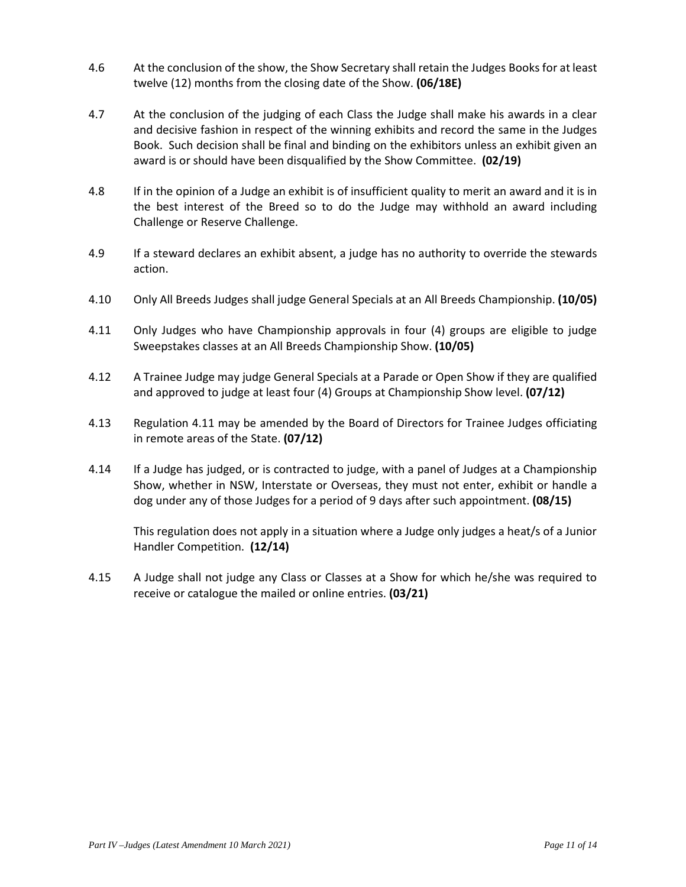4.6 At the conclusion of the show, the Show Secretary shall retain the Judges Books for at least twelve (12) months from the closing date of the Show. **(06/18E)**

4.7 At the conclusion of the judging of each Class the Judge shall make his awards in a clear and decisive fashion in respect of the winning exhibits and record the same in the Judges Book. Such decision shall be final and binding on the exhibitors unless an exhibit given an award is or should have been disqualified by the Show Committee. **(02/19)**

4.8 If in the opinion of a Judge an exhibit is of insufficient quality to merit an award and it is in the best interest of the Breed so to do the Judge may withhold an award including Challenge or Reserve Challenge.

4.9 If a steward declares an exhibit absent, a judge has no authority to override the stewards action.

4.10 Only All Breeds Judges shall judge General Specials at an All Breeds Championship. **(10/05)**

4.11 Only Judges who have Championship approvals in four (4) groups are eligible to judge Sweepstakes classes at an All Breeds Championship Show. **(10/05)**

4.12 A Trainee Judge may judge General Specials at a Parade or Open Show if they are qualified and approved to judge at least four (4) Groups at Championship Show level. **(07/12)**

4.13 Regulation 4.11 may be amended by the Board of Directors for Trainee Judges officiating in remote areas of the State. **(07/12)**

4.14 If a Judge has judged, or is contracted to judge, with a panel of Judges at a Championship Show, whether in NSW, Interstate or Overseas, they must not enter, exhibit or handle a dog under any of those Judges for a period of 9 days after such appointment. **(08/15)**

This regulation does not apply in a situation where a Judge only judges a heat/s of a Junior Handler Competition. **(12/14)**

4.15 A Judge shall not judge any Class or Classes at a Show for which he/she was required to receive or catalogue the mailed or online entries. **(03/21)**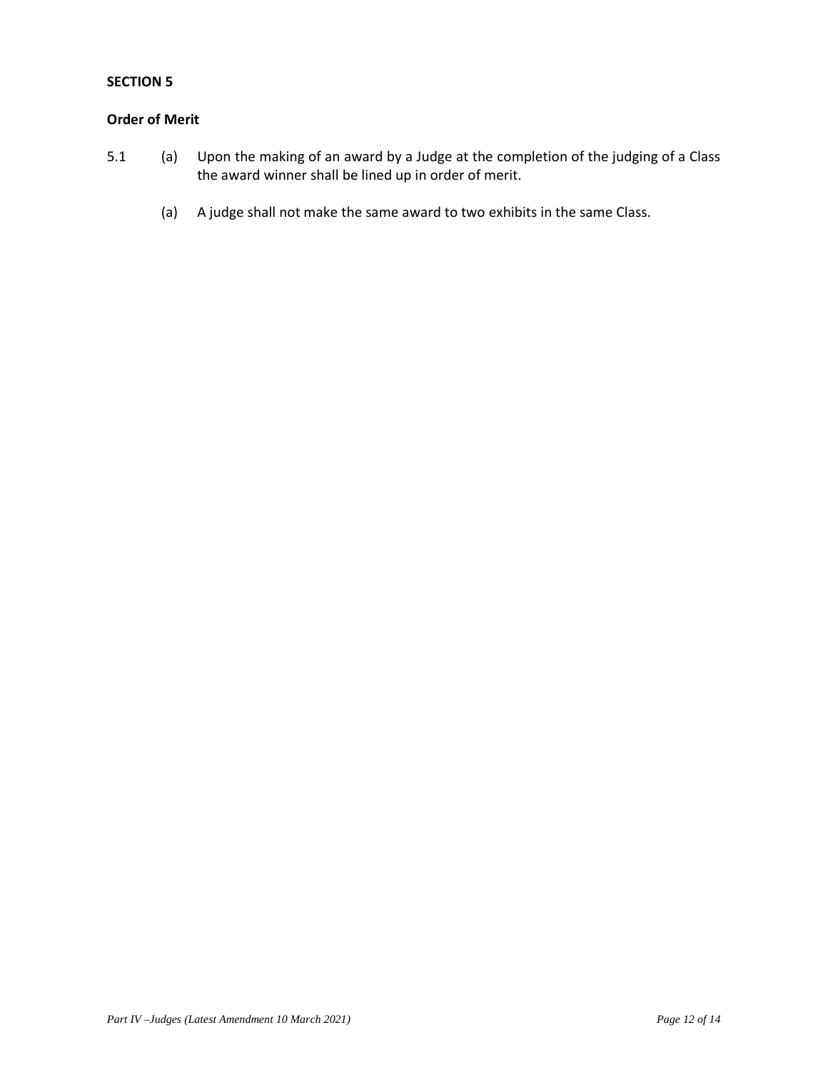**SECTION 5**

**Order of Merit**

5.1 (a) Upon the making of an award by a Judge at the completion of the judging of a Class the award winner shall be lined up in order of merit.

(a) A judge shall not make the same award to two exhibits in the same Class.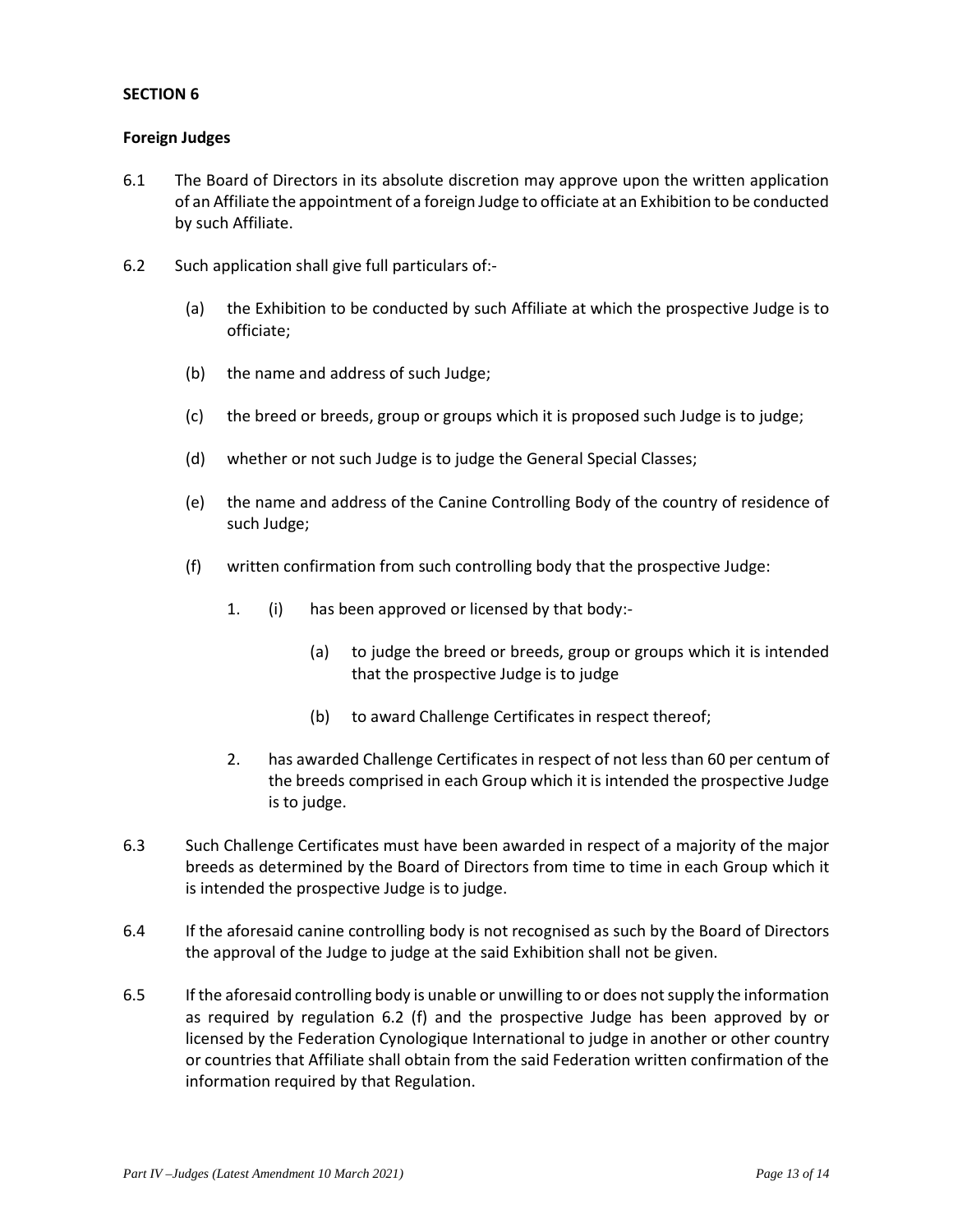## SECTION 6

**Foreign Judges**

6.1 The Board of Directors in its absolute discretion may approve upon the written application of an Affiliate the appointment of a foreign Judge to officiate at an Exhibition to be conducted by such Affiliate.

6.2 Such application shall give full particulars of:-

- (a) the Exhibition to be conducted by such Affiliate at which the prospective Judge is to officiate;
- (b) the name and address of such Judge;
- (c) the breed or breeds, group or groups which it is proposed such Judge is to judge;
- (d) whether or not such Judge is to judge the General Special Classes;
- (e) the name and address of the Canine Controlling Body of the country of residence of such Judge;
- (f) written confirmation from such controlling body that the prospective Judge:
  1. (i) has been approved or licensed by that body:-
     - (a) to judge the breed or breeds, group or groups which it is intended that the prospective Judge is to judge
     - (b) to award Challenge Certificates in respect thereof;
  2. has awarded Challenge Certificates in respect of not less than 60 per centum of the breeds comprised in each Group which it is intended the prospective Judge is to judge.

6.3 Such Challenge Certificates must have been awarded in respect of a majority of the major breeds as determined by the Board of Directors from time to time in each Group which it is intended the prospective Judge is to judge.

6.4 If the aforesaid canine controlling body is not recognised as such by the Board of Directors the approval of the Judge to judge at the said Exhibition shall not be given.

6.5 If the aforesaid controlling body is unable or unwilling to or does not supply the information as required by regulation 6.2 (f) and the prospective Judge has been approved by or licensed by the Federation Cynologique International to judge in another or other country or countries that Affiliate shall obtain from the said Federation written confirmation of the information required by that Regulation.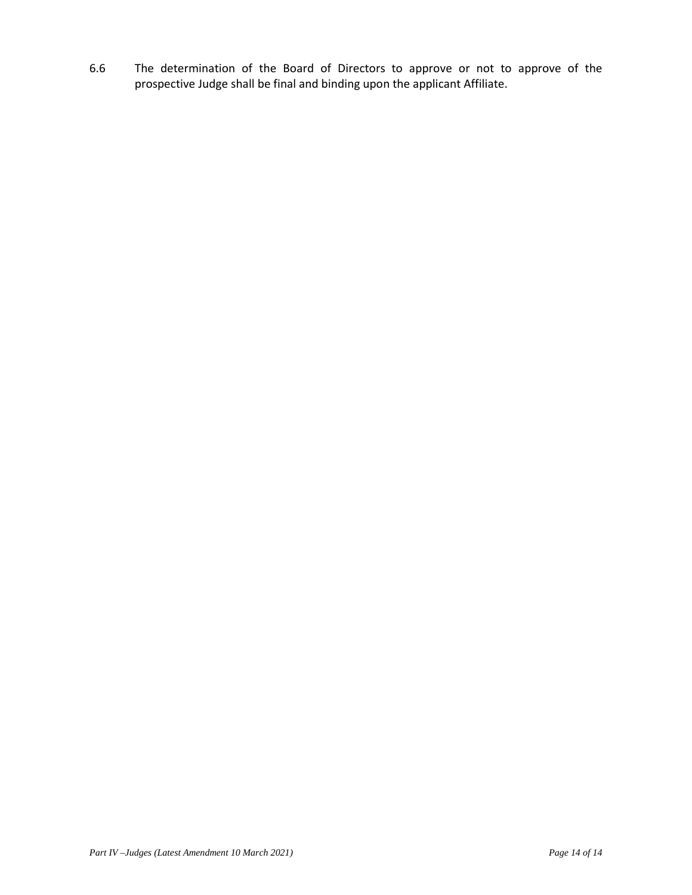6.6 The determination of the Board of Directors to approve or not to approve of the prospective Judge shall be final and binding upon the applicant Affiliate.